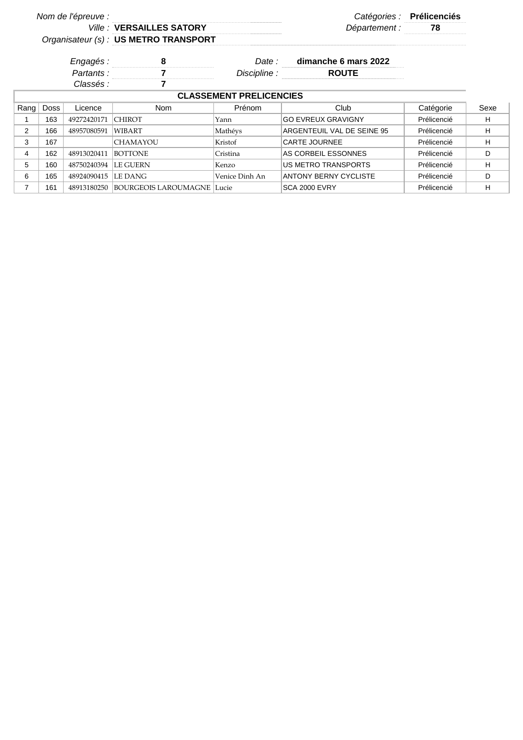*Nom de l'épreuve :*

*Ville :* **VERSAILLES SATORY**

*Organisateur (s) :* **US METRO TRANSPORT**

*Catégories :* **Prélicenciés**

*Département :* **78**

*Engagés :* **8**

*Partants :* **7**

*Classés :* **7**

*Date :* **dimanche 6 mars 2022**

*Discipline :* **ROUTE**

## CLASSEMENT PRELICENCIES

| Rang | Doss | Licence | Nom | Prénom | Club | Catégorie | Sexe |
|---|---|---|---|---|---|---|---|
| 1 | 163 | 49272420171 | CHIROT | Yann | GO EVREUX GRAVIGNY | Prélicencié | H |
| 2 | 166 | 48957080591 | WIBART | Mathéys | ARGENTEUIL VAL DE SEINE 95 | Prélicencié | H |
| 3 | 167 | | CHAMAYOU | Kristof | CARTE JOURNEE | Prélicencié | H |
| 4 | 162 | 48913020411 | BOTTONE | Cristina | AS CORBEIL ESSONNES | Prélicencié | D |
| 5 | 160 | 48750240394 | LE GUERN | Kenzo | US METRO TRANSPORTS | Prélicencié | H |
| 6 | 165 | 48924090415 | LE DANG | Venice Dinh An | ANTONY BERNY CYCLISTE | Prélicencié | D |
| 7 | 161 | 48913180250 | BOURGEOIS LAROUMAGNE | Lucie | SCA 2000 EVRY | Prélicencié | H |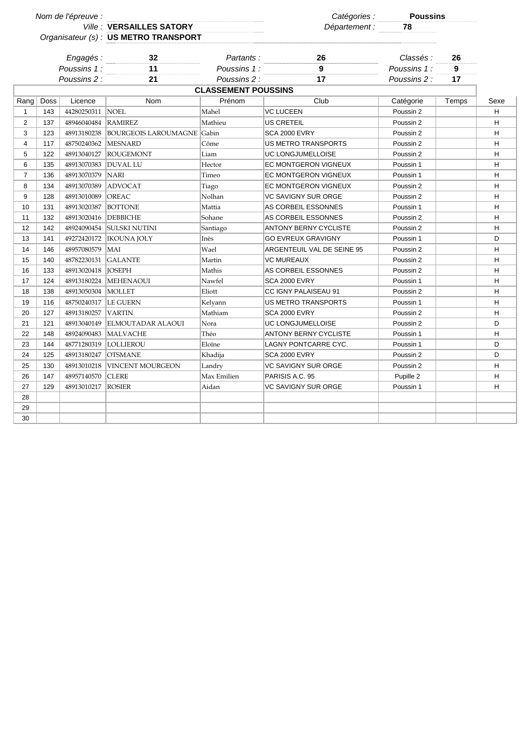Nom de l'épreuve :

Ville : **VERSAILLES SATORY**

Organisateur (s) : **US METRO TRANSPORT**

Catégories : **Poussins**

Département : **78**

| Engagés : | 32 | Partants : | 26 | Classés : | 26 |
|---|---|---|---|---|---|
| Poussins 1 : | 11 | Poussins 1 : | 9 | Poussins 1 : | 9 |
| Poussins 2 : | 21 | Poussins 2 : | 17 | Poussins 2 : | 17 |

**CLASSEMENT POUSSINS**

| Rang | Doss | Licence | Nom | Prénom | Club | Catégorie | Temps | Sexe |
|---|---|---|---|---|---|---|---|---|
| 1 | 143 | 44280250311 | NOEL | Mahel | VC LUCEEN | Poussin 2 | | H |
| 2 | 137 | 48946040484 | RAMIREZ | Mathieu | US CRETEIL | Poussin 2 | | H |
| 3 | 123 | 48913180238 | BOURGEOIS LAROUMAGNE | Gabin | SCA 2000 EVRY | Poussin 2 | | H |
| 4 | 117 | 48750240362 | MESNARD | Côme | US METRO TRANSPORTS | Poussin 2 | | H |
| 5 | 122 | 48913040127 | ROUGEMONT | Liam | UC LONGJUMELLOISE | Poussin 2 | | H |
| 6 | 135 | 48913070383 | DUVAL LU | Hector | EC MONTGERON VIGNEUX | Poussin 1 | | H |
| 7 | 136 | 48913070379 | NARI | Timeo | EC MONTGERON VIGNEUX | Poussin 1 | | H |
| 8 | 134 | 48913070389 | ADVOCAT | Tiago | EC MONTGERON VIGNEUX | Poussin 2 | | H |
| 9 | 128 | 48913010089 | OREAC | Nolhan | VC SAVIGNY SUR ORGE | Poussin 2 | | H |
| 10 | 131 | 48913020387 | BOTTONE | Mattia | AS CORBEIL ESSONNES | Poussin 1 | | H |
| 11 | 132 | 48913020416 | DEBBICHE | Sohane | AS CORBEIL ESSONNES | Poussin 2 | | H |
| 12 | 142 | 48924090454 | SULSKI NUTINI | Santiago | ANTONY BERNY CYCLISTE | Poussin 2 | | H |
| 13 | 141 | 49272420172 | IKOUNA JOLY | Inès | GO EVREUX GRAVIGNY | Poussin 1 | | D |
| 14 | 146 | 48957080579 | MAI | Wael | ARGENTEUIL VAL DE SEINE 95 | Poussin 2 | | H |
| 15 | 140 | 48782230131 | GALANTE | Martin | VC MUREAUX | Poussin 2 | | H |
| 16 | 133 | 48913020418 | JOSEPH | Mathis | AS CORBEIL ESSONNES | Poussin 2 | | H |
| 17 | 124 | 48913180224 | MEHENAOUI | Nawfel | SCA 2000 EVRY | Poussin 1 | | H |
| 18 | 138 | 48913050304 | MOLLET | Eliott | CC IGNY PALAISEAU 91 | Poussin 2 | | H |
| 19 | 116 | 48750240317 | LE GUERN | Kelyann | US METRO TRANSPORTS | Poussin 1 | | H |
| 20 | 127 | 48913180257 | VARTIN | Mathiam | SCA 2000 EVRY | Poussin 2 | | H |
| 21 | 121 | 48913040149 | ELMOUTADAR ALAOUI | Nora | UC LONGJUMELLOISE | Poussin 2 | | D |
| 22 | 148 | 48924090483 | MALVACHE | Théo | ANTONY BERNY CYCLISTE | Poussin 1 | | H |
| 23 | 144 | 48771280319 | LOLLIEROU | Eloïne | LAGNY PONTCARRE CYC. | Poussin 1 | | D |
| 24 | 125 | 48913180247 | OTSMANE | Khadija | SCA 2000 EVRY | Poussin 2 | | D |
| 25 | 130 | 48913010218 | VINCENT MOURGEON | Landry | VC SAVIGNY SUR ORGE | Poussin 2 | | H |
| 26 | 147 | 48957140570 | CLERE | Max Emilien | PARISIS A.C. 95 | Pupille 2 | | H |
| 27 | 129 | 48913010217 | ROSIER | Aidan | VC SAVIGNY SUR ORGE | Poussin 1 | | H |
| 28 | | | | | | | | |
| 29 | | | | | | | | |
| 30 | | | | | | | | |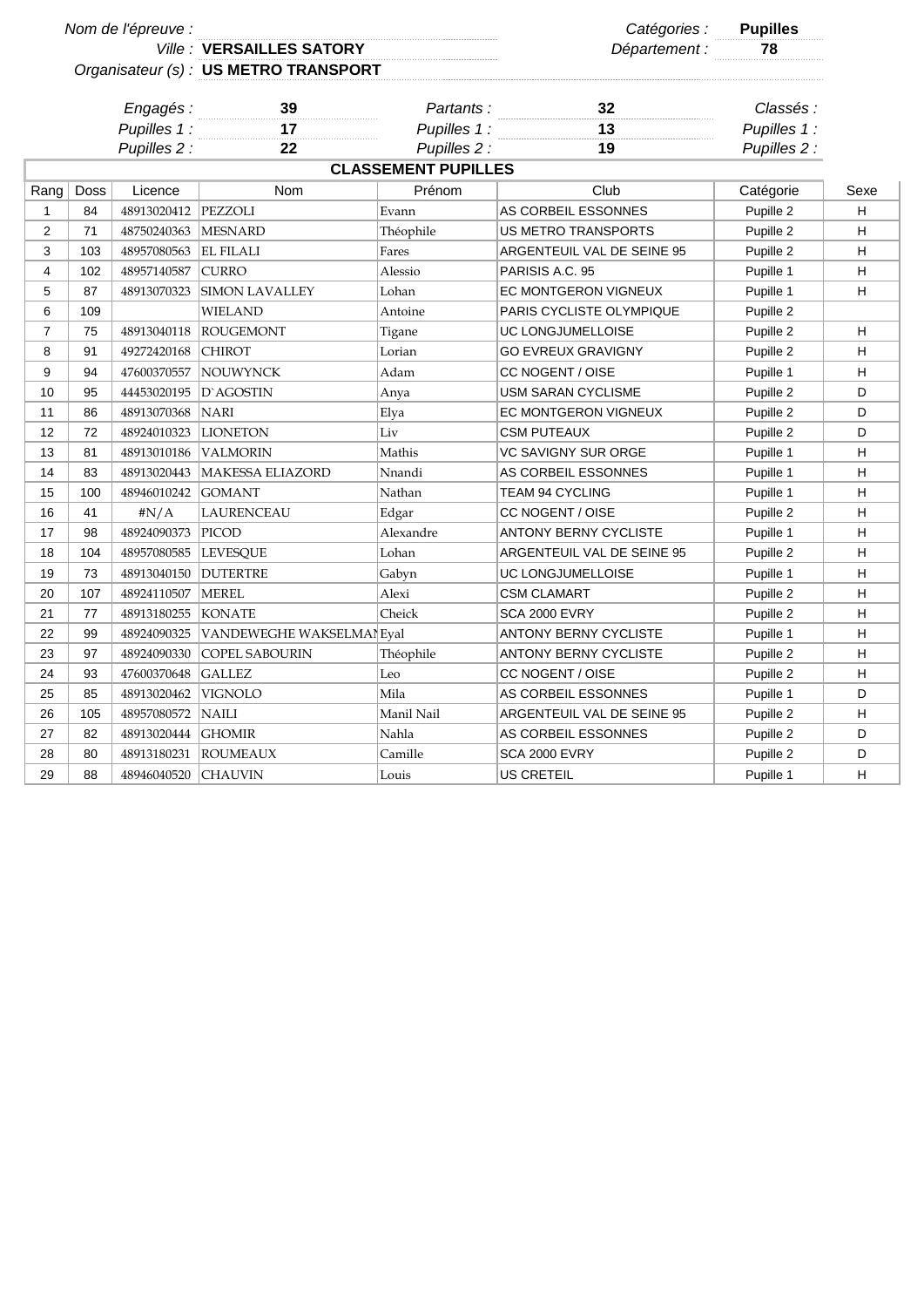| | | | |
|---|---|---|---|
| *Nom de l'épreuve :* | | *Catégories :* | **Pupilles** |
| *Ville :* | **VERSAILLES SATORY** | *Département :* | **78** |
| *Organisateur (s) :* | **US METRO TRANSPORT** | | |

| | | | | | |
|---|---|---|---|---|---|
| *Engagés :* | **39** | *Partants :* | **32** | *Classés :* | |
| *Pupilles 1 :* | **17** | *Pupilles 1 :* | **13** | *Pupilles 1 :* | |
| *Pupilles 2 :* | **22** | *Pupilles 2 :* | **19** | *Pupilles 2 :* | |

**CLASSEMENT PUPILLES**

| Rang | Doss | Licence | Nom | Prénom | Club | Catégorie | Sexe |
|---|---|---|---|---|---|---|---|
| 1 | 84 | 48913020412 | PEZZOLI | Evann | AS CORBEIL ESSONNES | Pupille 2 | H |
| 2 | 71 | 48750240363 | MESNARD | Théophile | US METRO TRANSPORTS | Pupille 2 | H |
| 3 | 103 | 48957080563 | EL FILALI | Fares | ARGENTEUIL VAL DE SEINE 95 | Pupille 2 | H |
| 4 | 102 | 48957140587 | CURRO | Alessio | PARISIS A.C. 95 | Pupille 1 | H |
| 5 | 87 | 48913070323 | SIMON LAVALLEY | Lohan | EC MONTGERON VIGNEUX | Pupille 1 | H |
| 6 | 109 | | WIELAND | Antoine | PARIS CYCLISTE OLYMPIQUE | Pupille 2 | |
| 7 | 75 | 48913040118 | ROUGEMONT | Tigane | UC LONGJUMELLOISE | Pupille 2 | H |
| 8 | 91 | 49272420168 | CHIROT | Lorian | GO EVREUX GRAVIGNY | Pupille 2 | H |
| 9 | 94 | 47600370557 | NOUWYNCK | Adam | CC NOGENT / OISE | Pupille 1 | H |
| 10 | 95 | 44453020195 | D`AGOSTIN | Anya | USM SARAN CYCLISME | Pupille 2 | D |
| 11 | 86 | 48913070368 | NARI | Elya | EC MONTGERON VIGNEUX | Pupille 2 | D |
| 12 | 72 | 48924010323 | LIONETON | Liv | CSM PUTEAUX | Pupille 2 | D |
| 13 | 81 | 48913010186 | VALMORIN | Mathis | VC SAVIGNY SUR ORGE | Pupille 1 | H |
| 14 | 83 | 48913020443 | MAKESSA ELIAZORD | Nnandi | AS CORBEIL ESSONNES | Pupille 1 | H |
| 15 | 100 | 48946010242 | GOMANT | Nathan | TEAM 94 CYCLING | Pupille 1 | H |
| 16 | 41 | #N/A | LAURENCEAU | Edgar | CC NOGENT / OISE | Pupille 2 | H |
| 17 | 98 | 48924090373 | PICOD | Alexandre | ANTONY BERNY CYCLISTE | Pupille 1 | H |
| 18 | 104 | 48957080585 | LEVESQUE | Lohan | ARGENTEUIL VAL DE SEINE 95 | Pupille 2 | H |
| 19 | 73 | 48913040150 | DUTERTRE | Gabyn | UC LONGJUMELLOISE | Pupille 1 | H |
| 20 | 107 | 48924110507 | MEREL | Alexi | CSM CLAMART | Pupille 2 | H |
| 21 | 77 | 48913180255 | KONATE | Cheick | SCA 2000 EVRY | Pupille 2 | H |
| 22 | 99 | 48924090325 | VANDEWEGHE WAKSELMAN | Eyal | ANTONY BERNY CYCLISTE | Pupille 1 | H |
| 23 | 97 | 48924090330 | COPEL SABOURIN | Théophile | ANTONY BERNY CYCLISTE | Pupille 2 | H |
| 24 | 93 | 47600370648 | GALLEZ | Leo | CC NOGENT / OISE | Pupille 2 | H |
| 25 | 85 | 48913020462 | VIGNOLO | Mila | AS CORBEIL ESSONNES | Pupille 1 | D |
| 26 | 105 | 48957080572 | NAILI | Manil Nail | ARGENTEUIL VAL DE SEINE 95 | Pupille 2 | H |
| 27 | 82 | 48913020444 | GHOMIR | Nahla | AS CORBEIL ESSONNES | Pupille 2 | D |
| 28 | 80 | 48913180231 | ROUMEAUX | Camille | SCA 2000 EVRY | Pupille 2 | D |
| 29 | 88 | 48946040520 | CHAUVIN | Louis | US CRETEIL | Pupille 1 | H |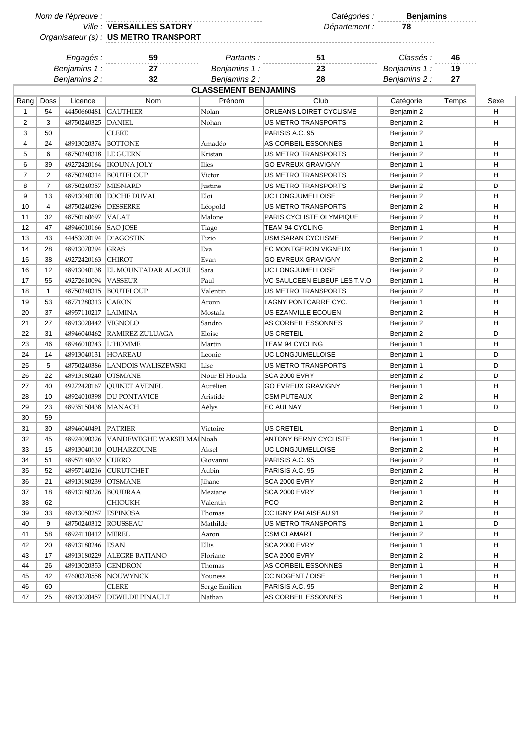*Nom de l'épreuve :*

*Ville :* **VERSAILLES SATORY**

*Organisateur (s) :* **US METRO TRANSPORT**

*Catégories :* **Benjamins**

*Département :* **78**

| *Engagés :* | **59** | *Partants :* | **51** | *Classés :* | **46** |
|---|---|---|---|---|---|
| *Benjamins 1 :* | **27** | *Benjamins 1 :* | **23** | *Benjamins 1 :* | **19** |
| *Benjamins 2 :* | **32** | *Benjamins 2 :* | **28** | *Benjamins 2 :* | **27** |

**CLASSEMENT BENJAMINS**

| Rang | Doss | Licence | Nom | Prénom | Club | Catégorie | Temps | Sexe |
|---|---|---|---|---|---|---|---|---|
| 1 | 54 | 44450660481 | GAUTHIER | Nolan | ORLEANS LOIRET CYCLISME | Benjamin 2 | | H |
| 2 | 3 | 48750240325 | DANIEL | Nohan | US METRO TRANSPORTS | Benjamin 2 | | H |
| 3 | 50 | | CLERE | | PARISIS A.C. 95 | Benjamin 2 | | |
| 4 | 24 | 48913020374 | BOTTONE | Amadéo | AS CORBEIL ESSONNES | Benjamin 1 | | H |
| 5 | 6 | 48750240318 | LE GUERN | Kristan | US METRO TRANSPORTS | Benjamin 2 | | H |
| 6 | 39 | 49272420164 | IKOUNA JOLY | Ilies | GO EVREUX GRAVIGNY | Benjamin 1 | | H |
| 7 | 2 | 48750240314 | BOUTELOUP | Victor | US METRO TRANSPORTS | Benjamin 2 | | H |
| 8 | 7 | 48750240357 | MESNARD | Justine | US METRO TRANSPORTS | Benjamin 2 | | D |
| 9 | 13 | 48913040100 | EOCHE DUVAL | Eloi | UC LONGJUMELLOISE | Benjamin 2 | | H |
| 10 | 4 | 48750240296 | DESSERRE | Léopold | US METRO TRANSPORTS | Benjamin 2 | | H |
| 11 | 32 | 48750160697 | VALAT | Malone | PARIS CYCLISTE OLYMPIQUE | Benjamin 2 | | H |
| 12 | 47 | 48946010166 | SAO JOSE | Tiago | TEAM 94 CYCLING | Benjamin 1 | | H |
| 13 | 43 | 44453020194 | D`AGOSTIN | Tizio | USM SARAN CYCLISME | Benjamin 2 | | H |
| 14 | 28 | 48913070294 | GRAS | Eva | EC MONTGERON VIGNEUX | Benjamin 1 | | D |
| 15 | 38 | 49272420163 | CHIROT | Evan | GO EVREUX GRAVIGNY | Benjamin 2 | | H |
| 16 | 12 | 48913040138 | EL MOUNTADAR ALAOUI | Sara | UC LONGJUMELLOISE | Benjamin 2 | | D |
| 17 | 55 | 49272610094 | VASSEUR | Paul | VC SAULCEEN ELBEUF LES T.V.O | Benjamin 1 | | H |
| 18 | 1 | 48750240315 | BOUTELOUP | Valentin | US METRO TRANSPORTS | Benjamin 2 | | H |
| 19 | 53 | 48771280313 | CARON | Aronn | LAGNY PONTCARRE CYC. | Benjamin 1 | | H |
| 20 | 37 | 48957110217 | LAIMINA | Mostafa | US EZANVILLE ECOUEN | Benjamin 2 | | H |
| 21 | 27 | 48913020442 | VIGNOLO | Sandro | AS CORBEIL ESSONNES | Benjamin 2 | | H |
| 22 | 31 | 48946040462 | RAMIREZ ZULUAGA | Eloise | US CRETEIL | Benjamin 2 | | D |
| 23 | 46 | 48946010243 | L`HOMME | Martin | TEAM 94 CYCLING | Benjamin 1 | | H |
| 24 | 14 | 48913040131 | HOAREAU | Leonie | UC LONGJUMELLOISE | Benjamin 1 | | D |
| 25 | 5 | 48750240386 | LANDOIS WALISZEWSKI | Lise | US METRO TRANSPORTS | Benjamin 1 | | D |
| 26 | 22 | 48913180240 | OTSMANE | Nour El Houda | SCA 2000 EVRY | Benjamin 2 | | D |
| 27 | 40 | 49272420167 | QUINET AVENEL | Aurélien | GO EVREUX GRAVIGNY | Benjamin 1 | | H |
| 28 | 10 | 48924010398 | DU PONTAVICE | Aristide | CSM PUTEAUX | Benjamin 2 | | H |
| 29 | 23 | 48935150438 | MANACH | Aélys | EC AULNAY | Benjamin 1 | | D |
| 30 | 59 | | | | | | | |
| 31 | 30 | 48946040491 | PATRIER | Victoire | US CRETEIL | Benjamin 1 | | D |
| 32 | 45 | 48924090326 | VANDEWEGHE WAKSELMAI | Noah | ANTONY BERNY CYCLISTE | Benjamin 1 | | H |
| 33 | 15 | 48913040110 | OUHARZOUNE | Aksel | UC LONGJUMELLOISE | Benjamin 2 | | H |
| 34 | 51 | 48957140632 | CURRO | Giovanni | PARISIS A.C. 95 | Benjamin 2 | | H |
| 35 | 52 | 48957140216 | CURUTCHET | Aubin | PARISIS A.C. 95 | Benjamin 2 | | H |
| 36 | 21 | 48913180239 | OTSMANE | Jihane | SCA 2000 EVRY | Benjamin 2 | | H |
| 37 | 18 | 48913180226 | BOUDRAA | Meziane | SCA 2000 EVRY | Benjamin 1 | | H |
| 38 | 62 | | CHIOUKH | Valentin | PCO | Benjamin 2 | | H |
| 39 | 33 | 48913050287 | ESPINOSA | Thomas | CC IGNY PALAISEAU 91 | Benjamin 2 | | H |
| 40 | 9 | 48750240312 | ROUSSEAU | Mathilde | US METRO TRANSPORTS | Benjamin 1 | | D |
| 41 | 58 | 48924110412 | MEREL | Aaron | CSM CLAMART | Benjamin 2 | | H |
| 42 | 20 | 48913180246 | ESAN | Ellis | SCA 2000 EVRY | Benjamin 1 | | H |
| 43 | 17 | 48913180229 | ALEGRE BATIANO | Floriane | SCA 2000 EVRY | Benjamin 2 | | H |
| 44 | 26 | 48913020353 | GENDRON | Thomas | AS CORBEIL ESSONNES | Benjamin 1 | | H |
| 45 | 42 | 47600370558 | NOUWYNCK | Youness | CC NOGENT / OISE | Benjamin 1 | | H |
| 46 | 60 | | CLERE | Serge Emilien | PARISIS A.C. 95 | Benjamin 2 | | H |
| 47 | 25 | 48913020457 | DEWILDE PINAULT | Nathan | AS CORBEIL ESSONNES | Benjamin 1 | | H |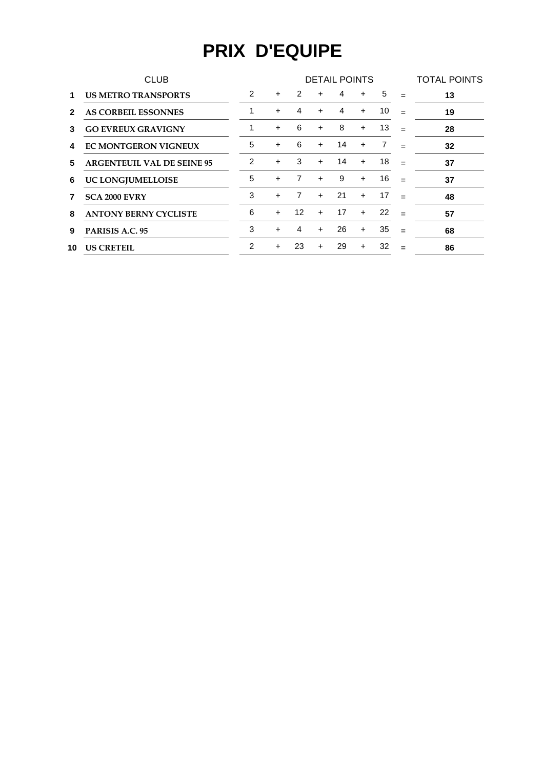# PRIX D'EQUIPE

| | CLUB | DETAIL POINTS | | | | | | | | TOTAL POINTS |
|---|---|---|---|---|---|---|---|---|---|---|
| 1 | **US METRO TRANSPORTS** | 2 | + | 2 | + | 4 | + | 5 | = | **13** |
| 2 | **AS CORBEIL ESSONNES** | 1 | + | 4 | + | 4 | + | 10 | = | **19** |
| 3 | **GO EVREUX GRAVIGNY** | 1 | + | 6 | + | 8 | + | 13 | = | **28** |
| 4 | **EC MONTGERON VIGNEUX** | 5 | + | 6 | + | 14 | + | 7 | = | **32** |
| 5 | **ARGENTEUIL VAL DE SEINE 95** | 2 | + | 3 | + | 14 | + | 18 | = | **37** |
| 6 | **UC LONGJUMELLOISE** | 5 | + | 7 | + | 9 | + | 16 | = | **37** |
| 7 | **SCA 2000 EVRY** | 3 | + | 7 | + | 21 | + | 17 | = | **48** |
| 8 | **ANTONY BERNY CYCLISTE** | 6 | + | 12 | + | 17 | + | 22 | = | **57** |
| 9 | **PARISIS A.C. 95** | 3 | + | 4 | + | 26 | + | 35 | = | **68** |
| 10 | **US CRETEIL** | 2 | + | 23 | + | 29 | + | 32 | = | **86** |